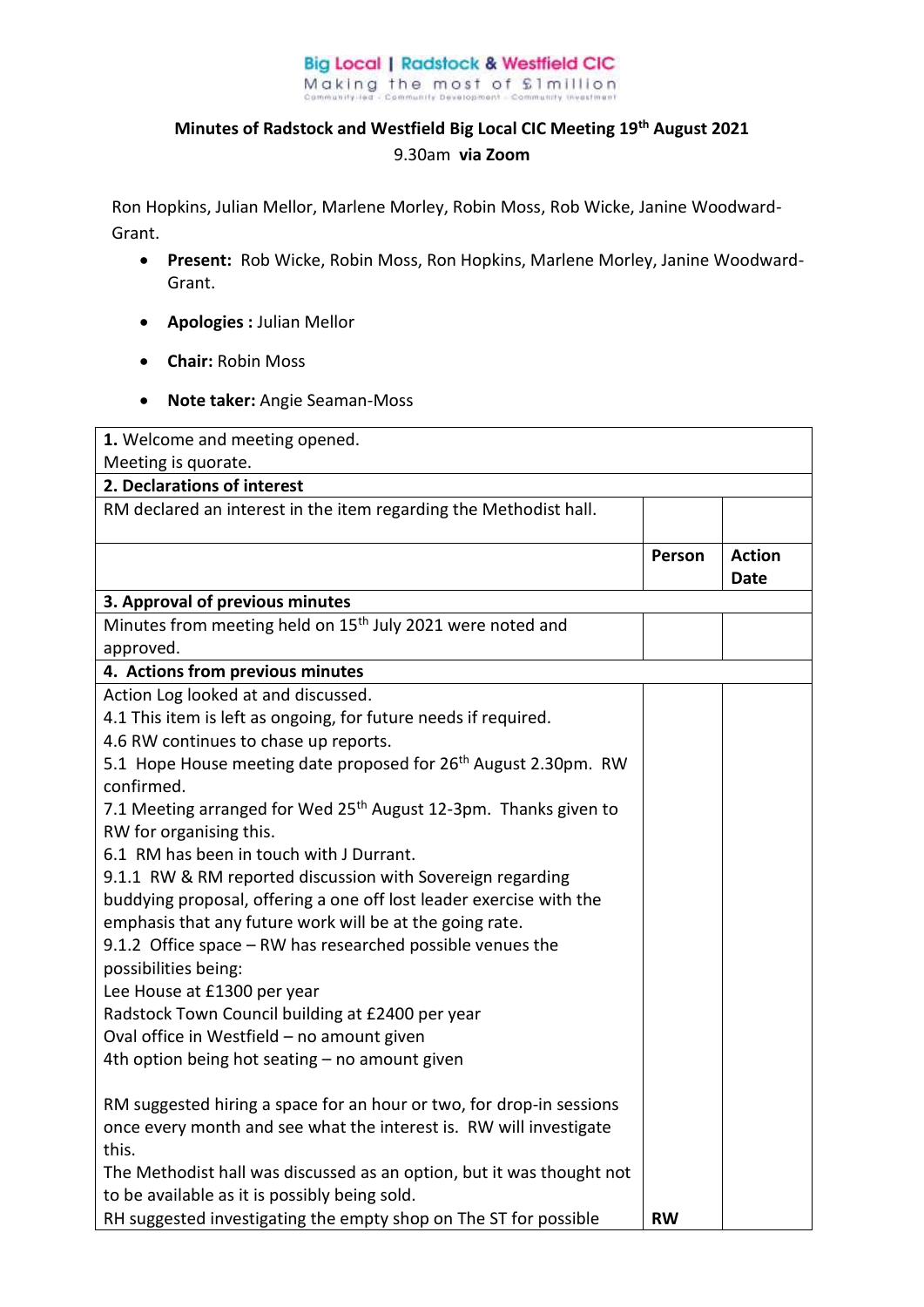Big Local | Radstock & Westfield CIC
Making the most of £1million
Community-led · Community Development · Community Investment

**Minutes of Radstock and Westfield Big Local CIC Meeting 19th August 2021**

9.30am **via Zoom**

Ron Hopkins, Julian Mellor, Marlene Morley, Robin Moss, Rob Wicke, Janine Woodward-Grant.

- **Present:** Rob Wicke, Robin Moss, Ron Hopkins, Marlene Morley, Janine Woodward-Grant.
- **Apologies :** Julian Mellor
- **Chair:** Robin Moss
- **Note taker:** Angie Seaman-Moss

| | | |
|---|---|---|
| **1.** Welcome and meeting opened.<br>Meeting is quorate. | | |
| **2. Declarations of interest** | | |
| RM declared an interest in the item regarding the Methodist hall. | | |
| | **Person** | **Action Date** |
| **3. Approval of previous minutes** | | |
| Minutes from meeting held on 15th July 2021 were noted and approved. | | |
| **4. Actions from previous minutes** | | |
| Action Log looked at and discussed.<br>4.1 This item is left as ongoing, for future needs if required.<br>4.6 RW continues to chase up reports.<br>5.1 Hope House meeting date proposed for 26th August 2.30pm. RW confirmed.<br>7.1 Meeting arranged for Wed 25th August 12-3pm. Thanks given to RW for organising this.<br>6.1 RM has been in touch with J Durrant.<br>9.1.1 RW & RM reported discussion with Sovereign regarding buddying proposal, offering a one off lost leader exercise with the emphasis that any future work will be at the going rate.<br>9.1.2 Office space – RW has researched possible venues the possibilities being:<br>Lee House at £1300 per year<br>Radstock Town Council building at £2400 per year<br>Oval office in Westfield – no amount given<br>4th option being hot seating – no amount given<br><br>RM suggested hiring a space for an hour or two, for drop-in sessions once every month and see what the interest is. RW will investigate this.<br>The Methodist hall was discussed as an option, but it was thought not to be available as it is possibly being sold.<br>RH suggested investigating the empty shop on The ST for possible | **RW** | |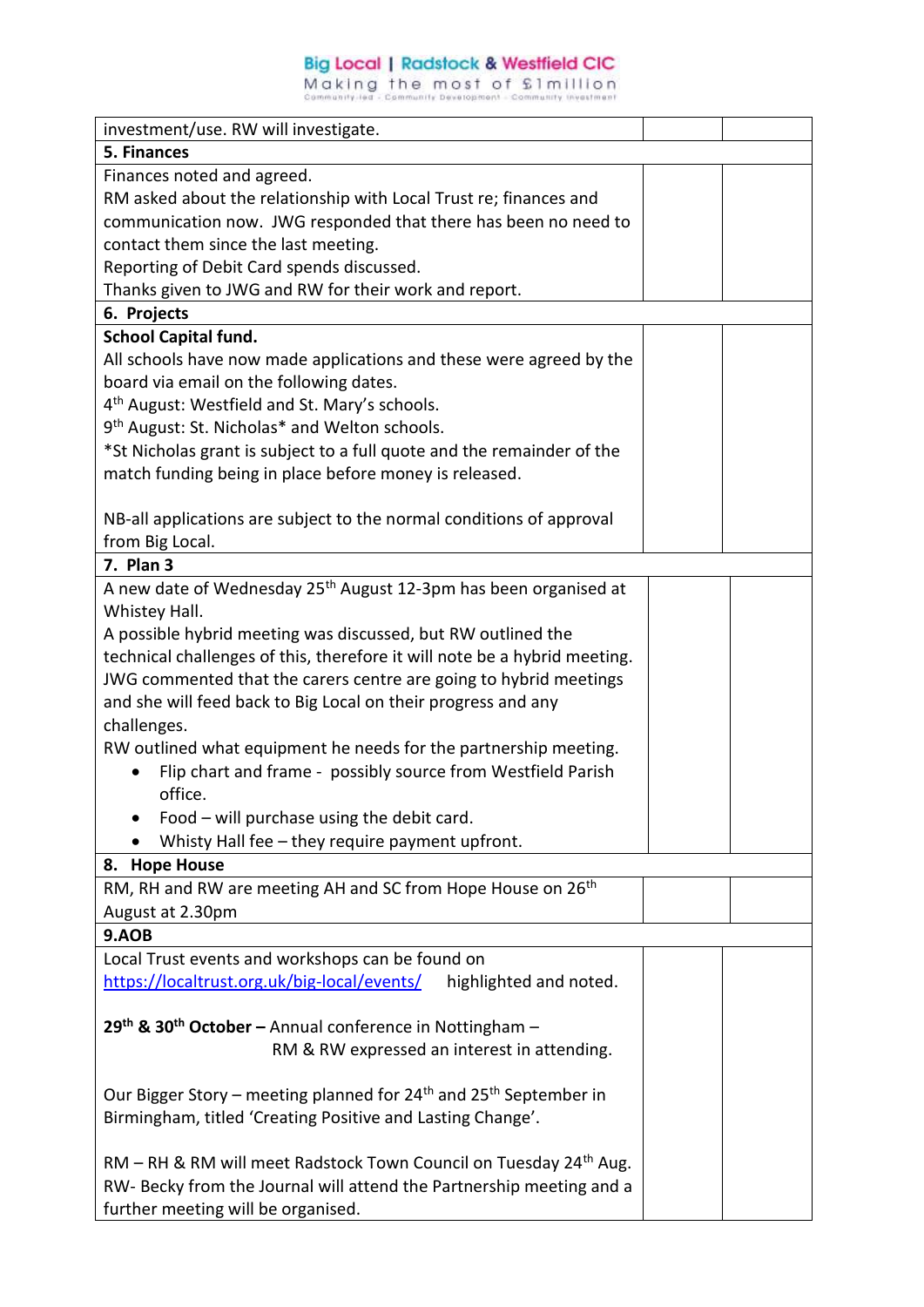| investment/use. RW will investigate. | | |
|---|---|---|
| **5. Finances** | | |
| Finances noted and agreed.<br>RM asked about the relationship with Local Trust re; finances and communication now. JWG responded that there has been no need to contact them since the last meeting.<br>Reporting of Debit Card spends discussed.<br>Thanks given to JWG and RW for their work and report. | | |
| **6. Projects** | | |
| **School Capital fund.**<br>All schools have now made applications and these were agreed by the board via email on the following dates.<br>4th August: Westfield and St. Mary's schools.<br>9th August: St. Nicholas* and Welton schools.<br>*St Nicholas grant is subject to a full quote and the remainder of the match funding being in place before money is released.<br><br>NB-all applications are subject to the normal conditions of approval from Big Local. | | |
| **7. Plan 3** | | |
| A new date of Wednesday 25th August 12-3pm has been organised at Whistey Hall.<br>A possible hybrid meeting was discussed, but RW outlined the technical challenges of this, therefore it will note be a hybrid meeting. JWG commented that the carers centre are going to hybrid meetings and she will feed back to Big Local on their progress and any challenges.<br>RW outlined what equipment he needs for the partnership meeting.<br>• Flip chart and frame - possibly source from Westfield Parish office.<br>• Food – will purchase using the debit card.<br>• Whisty Hall fee – they require payment upfront. | | |
| **8. Hope House** | | |
| RM, RH and RW are meeting AH and SC from Hope House on 26th August at 2.30pm | | |
| **9.AOB** | | |
| Local Trust events and workshops can be found on https://localtrust.org.uk/big-local/events/ highlighted and noted.<br><br>**29th & 30th October –** Annual conference in Nottingham – RM & RW expressed an interest in attending.<br><br>Our Bigger Story – meeting planned for 24th and 25th September in Birmingham, titled 'Creating Positive and Lasting Change'.<br><br>RM – RH & RM will meet Radstock Town Council on Tuesday 24th Aug.<br>RW- Becky from the Journal will attend the Partnership meeting and a further meeting will be organised. | | |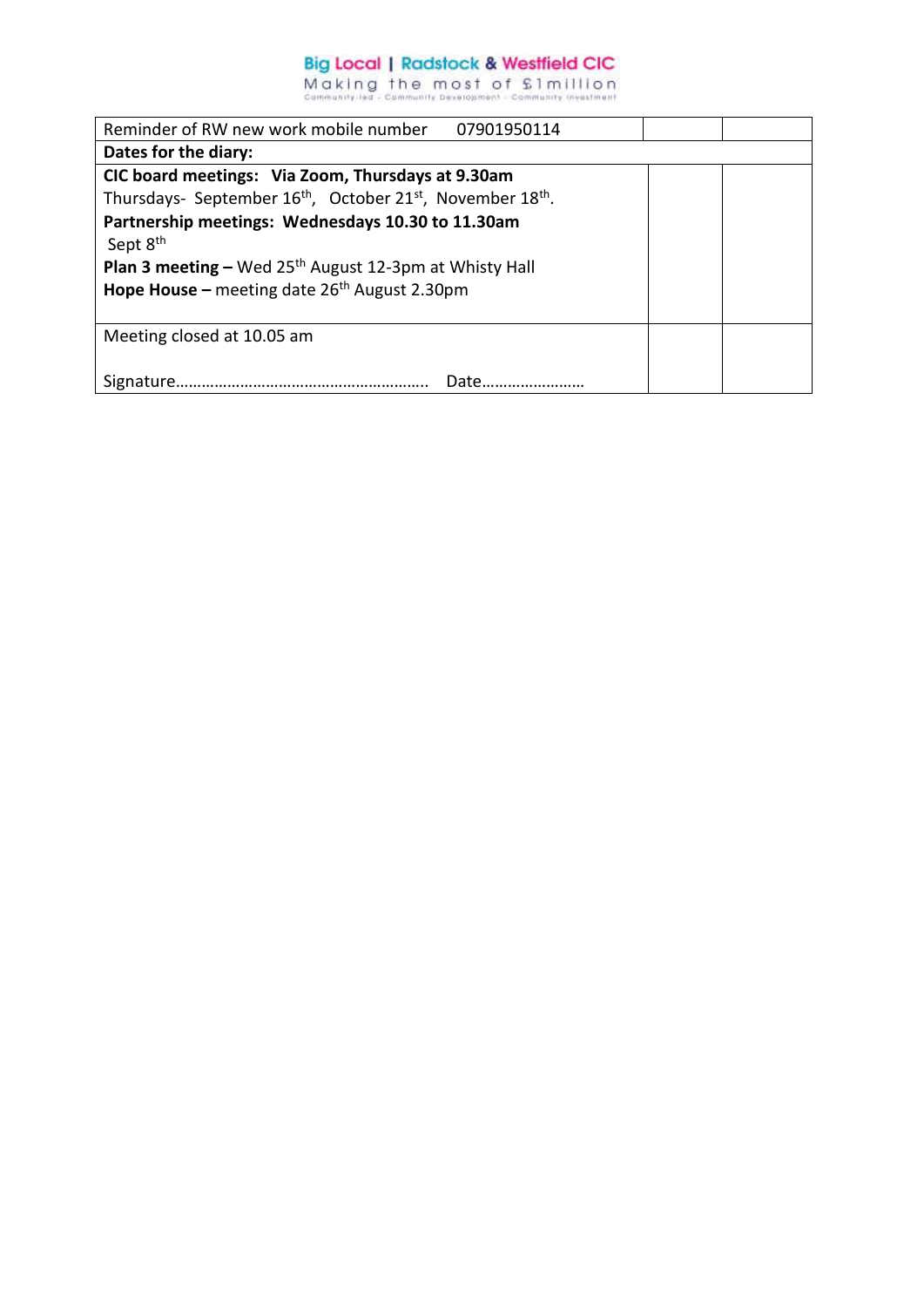Big Local | Radstock & Westfield CIC

Making the most of £1million

Community-led · Community Development · Community Investment

| | | |
|---|---|---|
| Reminder of RW new work mobile number 07901950114 | | |
| **Dates for the diary:** | | |
| **CIC board meetings: Via Zoom, Thursdays at 9.30am**<br>Thursdays- September 16th, October 21st, November 18th.<br>**Partnership meetings: Wednesdays 10.30 to 11.30am**<br>Sept 8th<br>**Plan 3 meeting –** Wed 25th August 12-3pm at Whisty Hall<br>**Hope House –** meeting date 26th August 2.30pm | | |
| Meeting closed at 10.05 am<br><br>Signature………………………………………………….. Date…………………… | | |